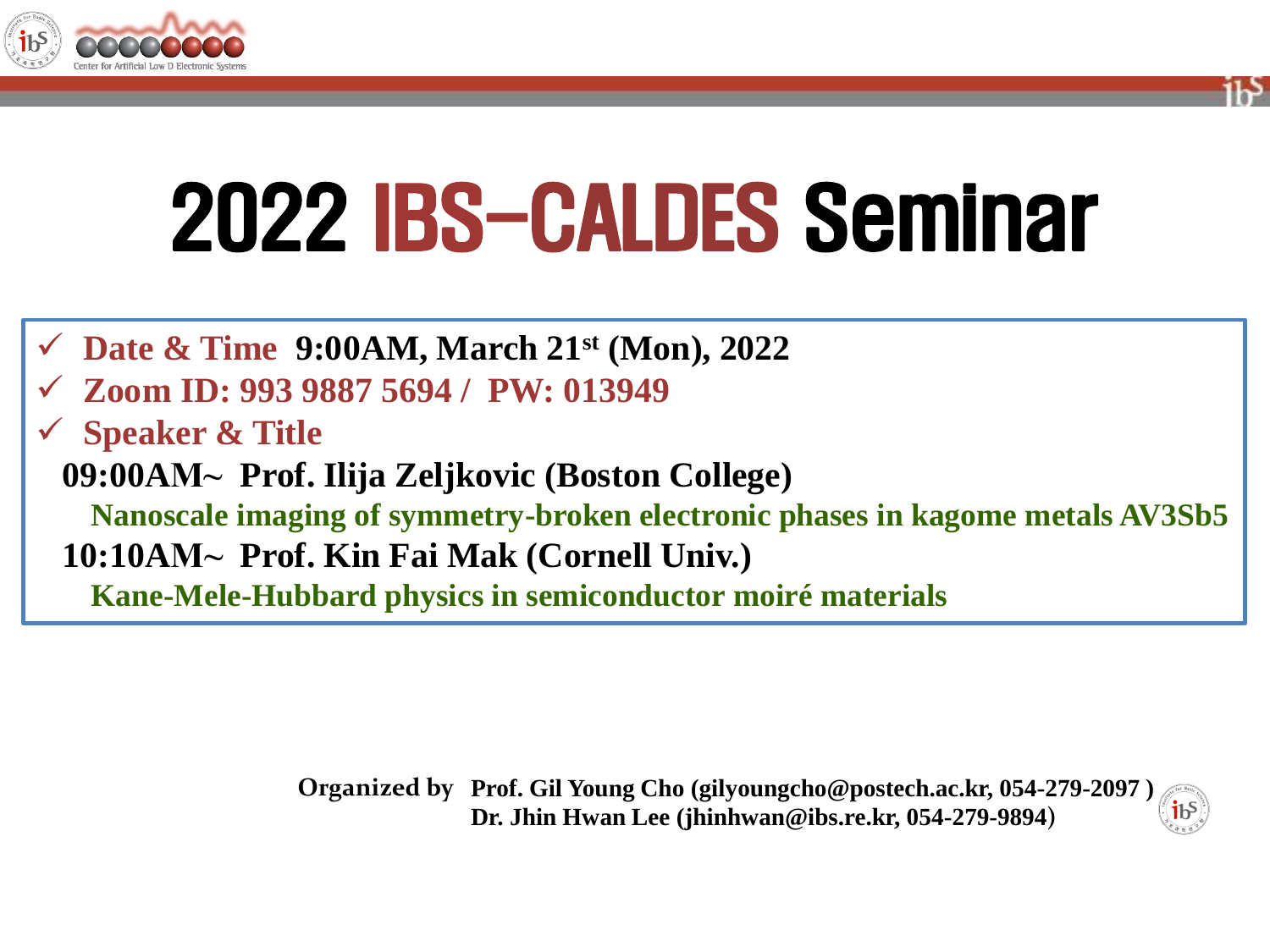# 2022 IBS-CALDES Seminar

- **Date & Time** **9:00AM, March 21st (Mon), 2022**
- **Zoom ID: 993 9887 5694 / PW: 013949**
- **Speaker & Title**

**09:00AM~ Prof. Ilija Zeljkovic (Boston College)**

**Nanoscale imaging of symmetry-broken electronic phases in kagome metals AV3Sb5**

**10:10AM~ Prof. Kin Fai Mak (Cornell Univ.)**

**Kane-Mele-Hubbard physics in semiconductor moiré materials**

**Organized by** **Prof. Gil Young Cho (gilyoungcho@postech.ac.kr, 054-279-2097 )**
**Dr. Jhin Hwan Lee (jhinhwan@ibs.re.kr, 054-279-9894)**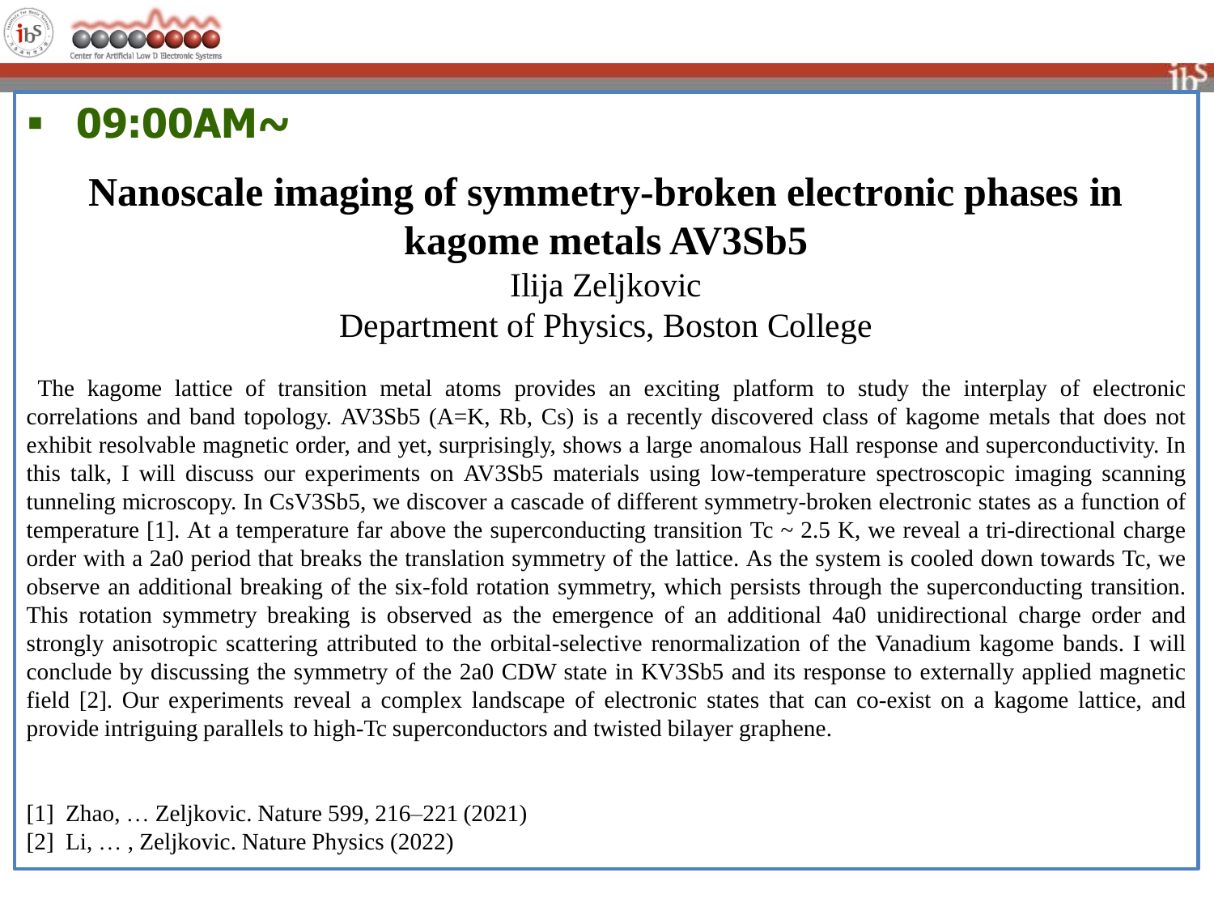- **09:00AM~**

# Nanoscale imaging of symmetry-broken electronic phases in kagome metals AV3Sb5

Ilija Zeljkovic

Department of Physics, Boston College

The kagome lattice of transition metal atoms provides an exciting platform to study the interplay of electronic correlations and band topology. AV3Sb5 (A=K, Rb, Cs) is a recently discovered class of kagome metals that does not exhibit resolvable magnetic order, and yet, surprisingly, shows a large anomalous Hall response and superconductivity. In this talk, I will discuss our experiments on AV3Sb5 materials using low-temperature spectroscopic imaging scanning tunneling microscopy. In CsV3Sb5, we discover a cascade of different symmetry-broken electronic states as a function of temperature [1]. At a temperature far above the superconducting transition Tc ~ 2.5 K, we reveal a tri-directional charge order with a 2a0 period that breaks the translation symmetry of the lattice. As the system is cooled down towards Tc, we observe an additional breaking of the six-fold rotation symmetry, which persists through the superconducting transition. This rotation symmetry breaking is observed as the emergence of an additional 4a0 unidirectional charge order and strongly anisotropic scattering attributed to the orbital-selective renormalization of the Vanadium kagome bands. I will conclude by discussing the symmetry of the 2a0 CDW state in KV3Sb5 and its response to externally applied magnetic field [2]. Our experiments reveal a complex landscape of electronic states that can co-exist on a kagome lattice, and provide intriguing parallels to high-Tc superconductors and twisted bilayer graphene.

[1] Zhao, … Zeljkovic. Nature 599, 216–221 (2021)
[2] Li, … , Zeljkovic. Nature Physics (2022)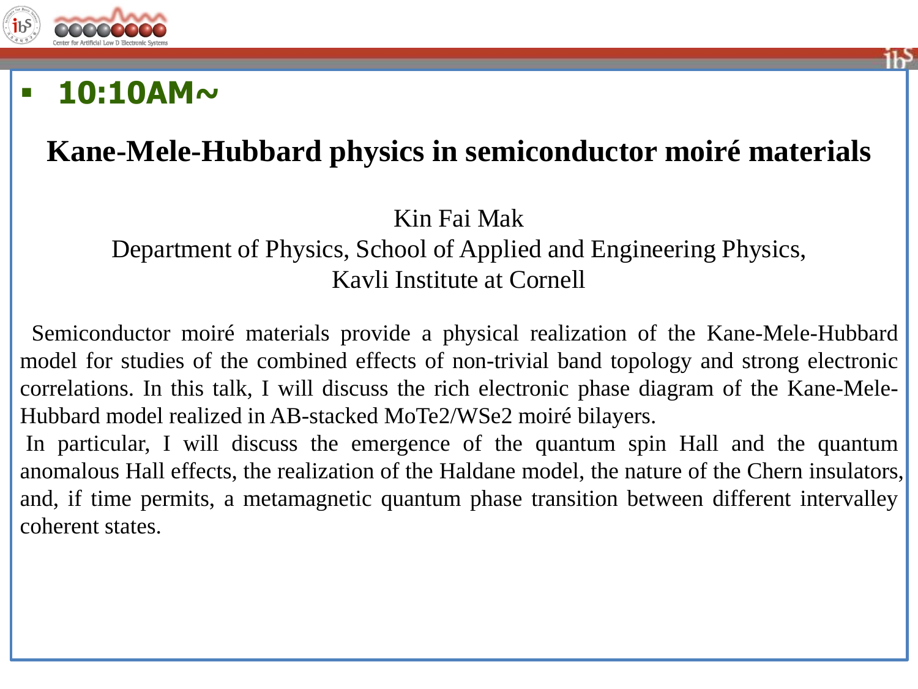- **10:10AM~**

## Kane-Mele-Hubbard physics in semiconductor moiré materials

Kin Fai Mak
Department of Physics, School of Applied and Engineering Physics,
Kavli Institute at Cornell

Semiconductor moiré materials provide a physical realization of the Kane-Mele-Hubbard model for studies of the combined effects of non-trivial band topology and strong electronic correlations. In this talk, I will discuss the rich electronic phase diagram of the Kane-Mele-Hubbard model realized in AB-stacked $MoTe_2/WSe_2$ moiré bilayers.

In particular, I will discuss the emergence of the quantum spin Hall and the quantum anomalous Hall effects, the realization of the Haldane model, the nature of the Chern insulators, and, if time permits, a metamagnetic quantum phase transition between different intervalley coherent states.